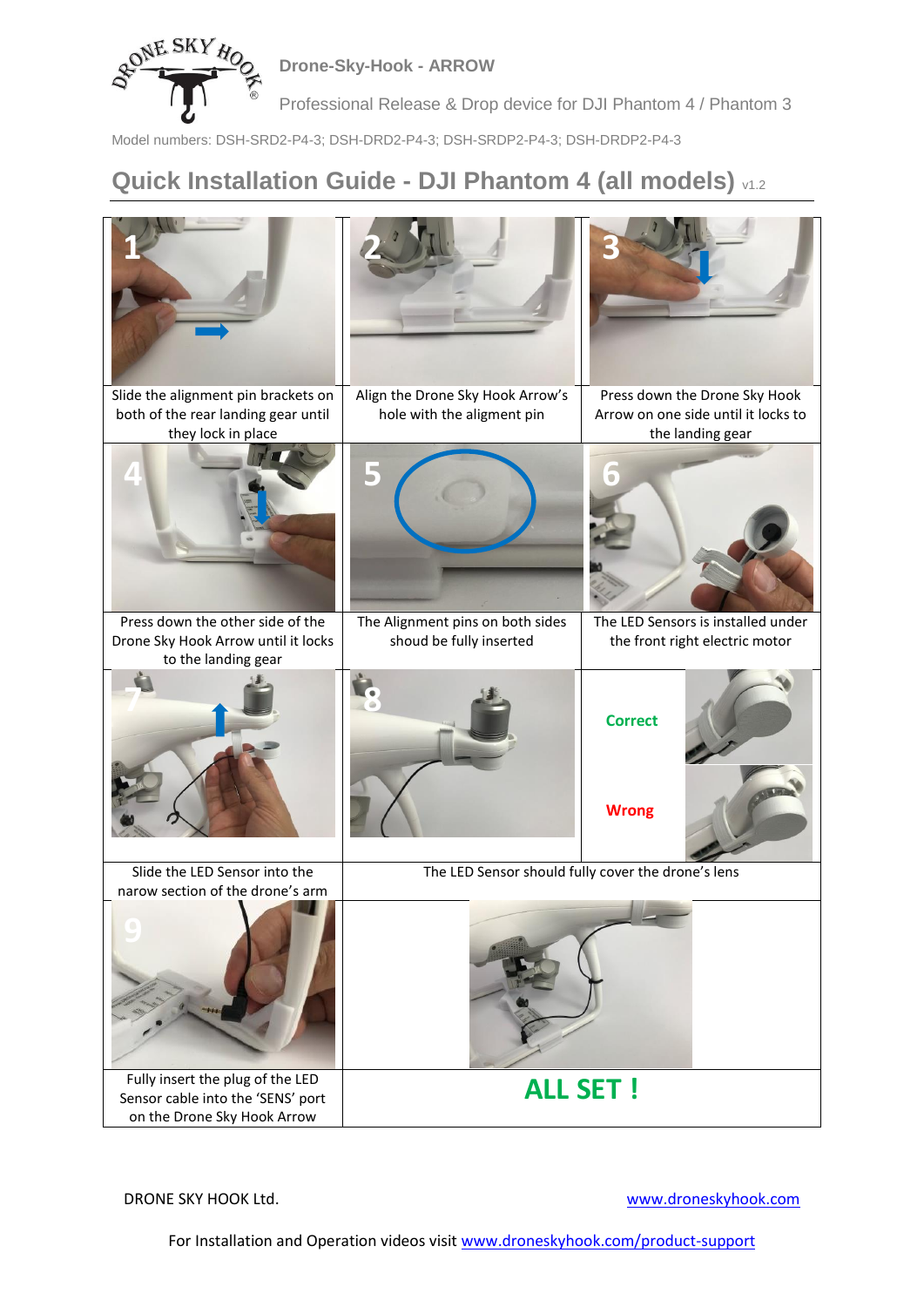Drone-Sky-Hook - ARROW

Professional Release & Drop device for DJI Phantom 4 / Phantom 3

Model numbers: DSH-SRD2-P4-3; DSH-DRD2-P4-3; DSH-SRDP2-P4-3; DSH-DRDP2-P4-3

# Quick Installation Guide - DJI Phantom 4 (all models) v1.2

1. Slide the alignment pin brackets on both of the rear landing gear until they lock in place

2. Align the Drone Sky Hook Arrow's hole with the aligment pin

3. Press down the Drone Sky Hook Arrow on one side until it locks to the landing gear

4. Press down the other side of the Drone Sky Hook Arrow until it locks to the landing gear

5. The Alignment pins on both sides shoud be fully inserted

6. The LED Sensors is installed under the front right electric motor

7. Slide the LED Sensor into the narow section of the drone's arm

8. The LED Sensor should fully cover the drone's lens

Correct

Wrong

9. Fully insert the plug of the LED Sensor cable into the 'SENS' port on the Drone Sky Hook Arrow

**ALL SET !**

DRONE SKY HOOK Ltd. www.droneskyhook.com

For Installation and Operation videos visit www.droneskyhook.com/product-support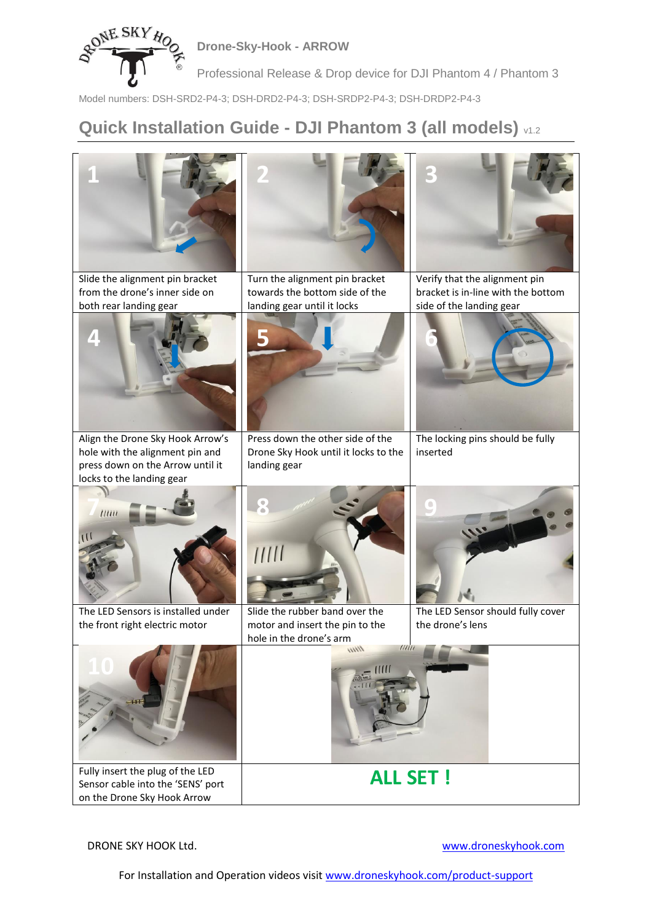Drone-Sky-Hook - ARROW

Professional Release & Drop device for DJI Phantom 4 / Phantom 3

Model numbers: DSH-SRD2-P4-3; DSH-DRD2-P4-3; DSH-SRDP2-P4-3; DSH-DRDP2-P4-3

# Quick Installation Guide - DJI Phantom 3 (all models) v1.2

| | | |
|---|---|---|
| 1 Slide the alignment pin bracket from the drone's inner side on both rear landing gear | 2 Turn the alignment pin bracket towards the bottom side of the landing gear until it locks | 3 Verify that the alignment pin bracket is in-line with the bottom side of the landing gear |
| 4 Align the Drone Sky Hook Arrow's hole with the alignment pin and press down on the Arrow until it locks to the landing gear | 5 Press down the other side of the Drone Sky Hook until it locks to the landing gear | 6 The locking pins should be fully inserted |
| 7 The LED Sensors is installed under the front right electric motor | 8 Slide the rubber band over the motor and insert the pin to the hole in the drone's arm | 9 The LED Sensor should fully cover the drone's lens |
| 10 Fully insert the plug of the LED Sensor cable into the 'SENS' port on the Drone Sky Hook Arrow | **ALL SET !** | |

DRONE SKY HOOK Ltd. www.droneskyhook.com

For Installation and Operation videos visit www.droneskyhook.com/product-support